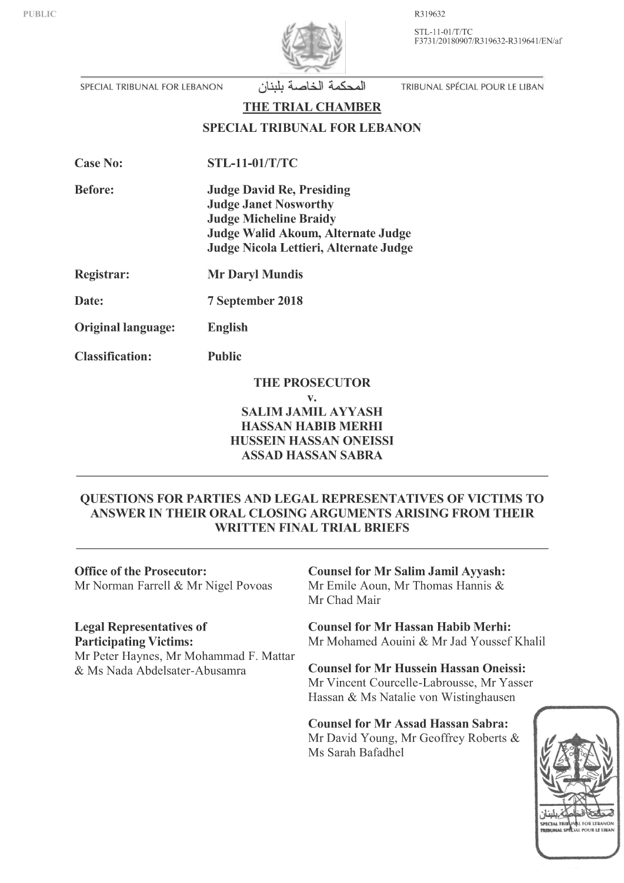PUBLIC

R319632

STL-11-01/T/TC
F3731/20180907/R319632-R319641/EN/af

SPECIAL TRIBUNAL FOR LEBANON المحكمة الخاصة بلبنان TRIBUNAL SPÉCIAL POUR LE LIBAN

# THE TRIAL CHAMBER

## SPECIAL TRIBUNAL FOR LEBANON

**Case No:** STL-11-01/T/TC

**Before:** Judge David Re, Presiding
Judge Janet Nosworthy
Judge Micheline Braidy
Judge Walid Akoum, Alternate Judge
Judge Nicola Lettieri, Alternate Judge

**Registrar:** Mr Daryl Mundis

**Date:** 7 September 2018

**Original language:** English

**Classification:** Public

**THE PROSECUTOR**
**v.**
**SALIM JAMIL AYYASH**
**HASSAN HABIB MERHI**
**HUSSEIN HASSAN ONEISSI**
**ASSAD HASSAN SABRA**

---

**QUESTIONS FOR PARTIES AND LEGAL REPRESENTATIVES OF VICTIMS TO ANSWER IN THEIR ORAL CLOSING ARGUMENTS ARISING FROM THEIR WRITTEN FINAL TRIAL BRIEFS**

---

**Office of the Prosecutor:**
Mr Norman Farrell & Mr Nigel Povoas

**Legal Representatives of Participating Victims:**
Mr Peter Haynes, Mr Mohammad F. Mattar & Ms Nada Abdelsater-Abusamra

**Counsel for Mr Salim Jamil Ayyash:**
Mr Emile Aoun, Mr Thomas Hannis & Mr Chad Mair

**Counsel for Mr Hassan Habib Merhi:**
Mr Mohamed Aouini & Mr Jad Youssef Khalil

**Counsel for Mr Hussein Hassan Oneissi:**
Mr Vincent Courcelle-Labrousse, Mr Yasser Hassan & Ms Natalie von Wistinghausen

**Counsel for Mr Assad Hassan Sabra:**
Mr David Young, Mr Geoffrey Roberts & Ms Sarah Bafadhel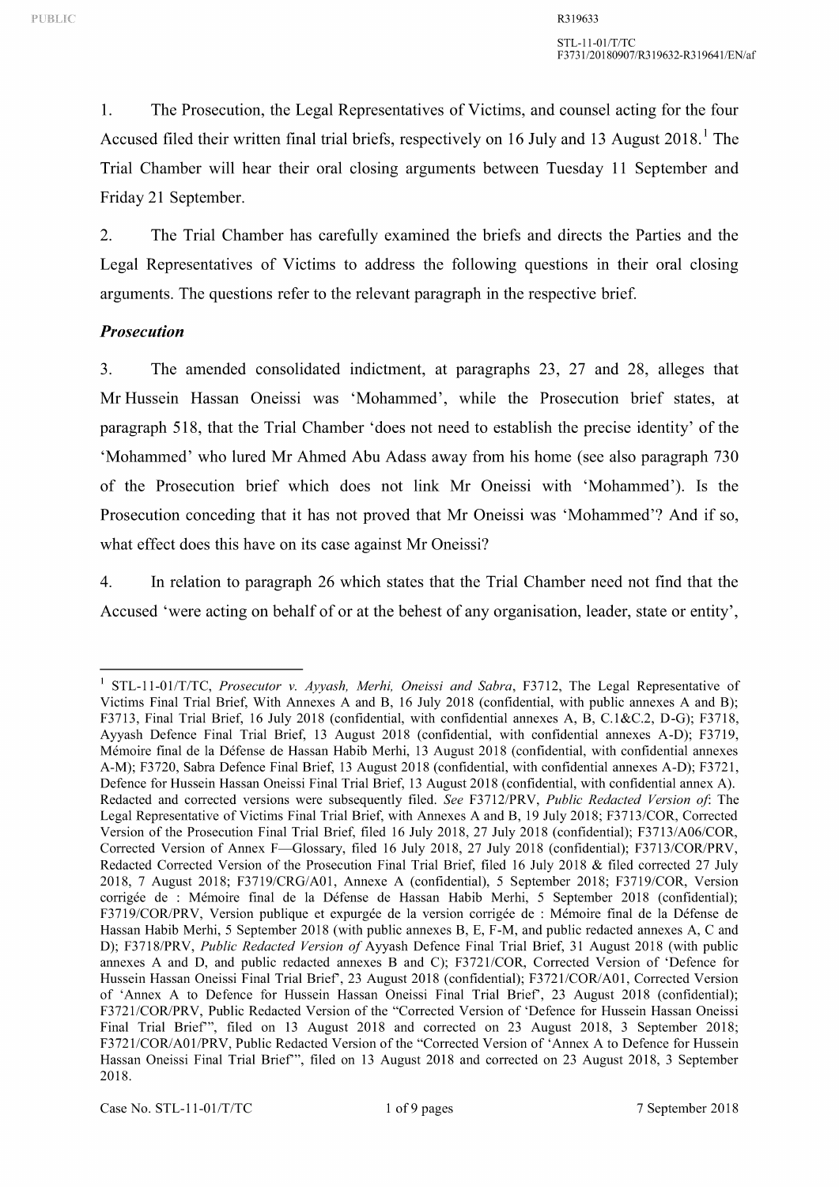1. The Prosecution, the Legal Representatives of Victims, and counsel acting for the four Accused filed their written final trial briefs, respectively on 16 July and 13 August 2018.[1] The Trial Chamber will hear their oral closing arguments between Tuesday 11 September and Friday 21 September.

2. The Trial Chamber has carefully examined the briefs and directs the Parties and the Legal Representatives of Victims to address the following questions in their oral closing arguments. The questions refer to the relevant paragraph in the respective brief.

***Prosecution***

3. The amended consolidated indictment, at paragraphs 23, 27 and 28, alleges that Mr Hussein Hassan Oneissi was 'Mohammed', while the Prosecution brief states, at paragraph 518, that the Trial Chamber 'does not need to establish the precise identity' of the 'Mohammed' who lured Mr Ahmed Abu Adass away from his home (see also paragraph 730 of the Prosecution brief which does not link Mr Oneissi with 'Mohammed'). Is the Prosecution conceding that it has not proved that Mr Oneissi was 'Mohammed'? And if so, what effect does this have on its case against Mr Oneissi?

4. In relation to paragraph 26 which states that the Trial Chamber need not find that the Accused 'were acting on behalf of or at the behest of any organisation, leader, state or entity',

---

[1] STL-11-01/T/TC, *Prosecutor v. Ayyash, Merhi, Oneissi and Sabra*, F3712, The Legal Representative of Victims Final Trial Brief, With Annexes A and B, 16 July 2018 (confidential, with public annexes A and B); F3713, Final Trial Brief, 16 July 2018 (confidential, with confidential annexes A, B, C.1&C.2, D-G); F3718, Ayyash Defence Final Trial Brief, 13 August 2018 (confidential, with confidential annexes A-D); F3719, Mémoire final de la Défense de Hassan Habib Merhi, 13 August 2018 (confidential, with confidential annexes A-M); F3720, Sabra Defence Final Brief, 13 August 2018 (confidential, with confidential annexes A-D); F3721, Defence for Hussein Hassan Oneissi Final Trial Brief, 13 August 2018 (confidential, with confidential annex A). Redacted and corrected versions were subsequently filed. *See* F3712/PRV, *Public Redacted Version of*: The Legal Representative of Victims Final Trial Brief, with Annexes A and B, 19 July 2018; F3713/COR, Corrected Version of the Prosecution Final Trial Brief, filed 16 July 2018, 27 July 2018 (confidential); F3713/A06/COR, Corrected Version of Annex F—Glossary, filed 16 July 2018, 27 July 2018 (confidential); F3713/COR/PRV, Redacted Corrected Version of the Prosecution Final Trial Brief, filed 16 July 2018 & filed corrected 27 July 2018, 7 August 2018; F3719/CRG/A01, Annexe A (confidential), 5 September 2018; F3719/COR, Version corrigée de : Mémoire final de la Défense de Hassan Habib Merhi, 5 September 2018 (confidential); F3719/COR/PRV, Version publique et expurgée de la version corrigée de : Mémoire final de la Défense de Hassan Habib Merhi, 5 September 2018 (with public annexes B, E, F-M, and public redacted annexes A, C and D); F3718/PRV, *Public Redacted Version of* Ayyash Defence Final Trial Brief, 31 August 2018 (with public annexes A and D, and public redacted annexes B and C); F3721/COR, Corrected Version of 'Defence for Hussein Hassan Oneissi Final Trial Brief', 23 August 2018 (confidential); F3721/COR/A01, Corrected Version of 'Annex A to Defence for Hussein Hassan Oneissi Final Trial Brief', 23 August 2018 (confidential); F3721/COR/PRV, Public Redacted Version of the "Corrected Version of 'Defence for Hussein Hassan Oneissi Final Trial Brief'", filed on 13 August 2018 and corrected on 23 August 2018, 3 September 2018; F3721/COR/A01/PRV, Public Redacted Version of the "Corrected Version of 'Annex A to Defence for Hussein Hassan Oneissi Final Trial Brief'", filed on 13 August 2018 and corrected on 23 August 2018, 3 September 2018.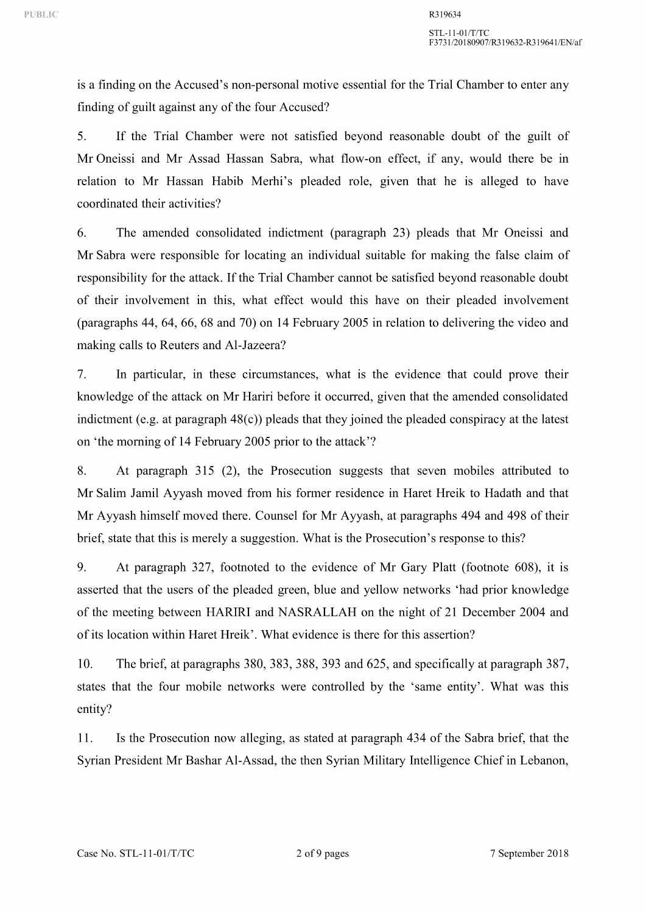is a finding on the Accused's non-personal motive essential for the Trial Chamber to enter any finding of guilt against any of the four Accused?

5. If the Trial Chamber were not satisfied beyond reasonable doubt of the guilt of Mr Oneissi and Mr Assad Hassan Sabra, what flow-on effect, if any, would there be in relation to Mr Hassan Habib Merhi's pleaded role, given that he is alleged to have coordinated their activities?

6. The amended consolidated indictment (paragraph 23) pleads that Mr Oneissi and Mr Sabra were responsible for locating an individual suitable for making the false claim of responsibility for the attack. If the Trial Chamber cannot be satisfied beyond reasonable doubt of their involvement in this, what effect would this have on their pleaded involvement (paragraphs 44, 64, 66, 68 and 70) on 14 February 2005 in relation to delivering the video and making calls to Reuters and Al-Jazeera?

7. In particular, in these circumstances, what is the evidence that could prove their knowledge of the attack on Mr Hariri before it occurred, given that the amended consolidated indictment (e.g. at paragraph 48(c)) pleads that they joined the pleaded conspiracy at the latest on 'the morning of 14 February 2005 prior to the attack'?

8. At paragraph 315 (2), the Prosecution suggests that seven mobiles attributed to Mr Salim Jamil Ayyash moved from his former residence in Haret Hreik to Hadath and that Mr Ayyash himself moved there. Counsel for Mr Ayyash, at paragraphs 494 and 498 of their brief, state that this is merely a suggestion. What is the Prosecution's response to this?

9. At paragraph 327, footnoted to the evidence of Mr Gary Platt (footnote 608), it is asserted that the users of the pleaded green, blue and yellow networks 'had prior knowledge of the meeting between HARIRI and NASRALLAH on the night of 21 December 2004 and of its location within Haret Hreik'. What evidence is there for this assertion?

10. The brief, at paragraphs 380, 383, 388, 393 and 625, and specifically at paragraph 387, states that the four mobile networks were controlled by the 'same entity'. What was this entity?

11. Is the Prosecution now alleging, as stated at paragraph 434 of the Sabra brief, that the Syrian President Mr Bashar Al-Assad, the then Syrian Military Intelligence Chief in Lebanon,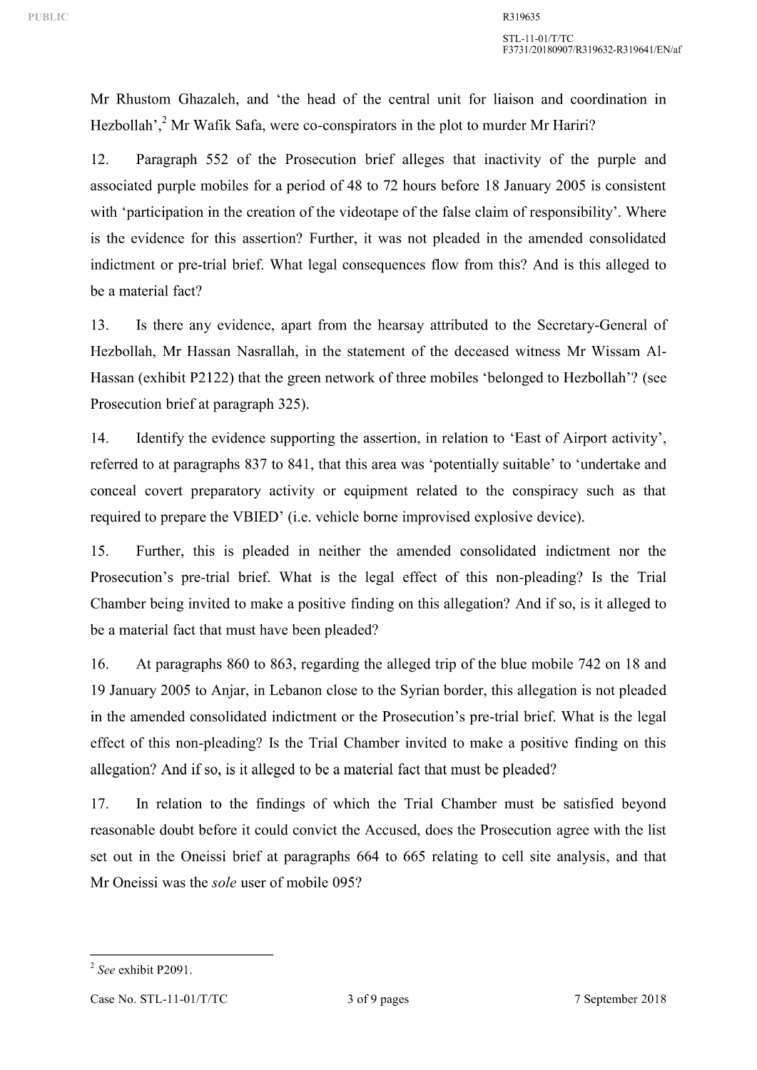Mr Rhustom Ghazaleh, and 'the head of the central unit for liaison and coordination in Hezbollah',[2] Mr Wafik Safa, were co-conspirators in the plot to murder Mr Hariri?

12. Paragraph 552 of the Prosecution brief alleges that inactivity of the purple and associated purple mobiles for a period of 48 to 72 hours before 18 January 2005 is consistent with 'participation in the creation of the videotape of the false claim of responsibility'. Where is the evidence for this assertion? Further, it was not pleaded in the amended consolidated indictment or pre-trial brief. What legal consequences flow from this? And is this alleged to be a material fact?

13. Is there any evidence, apart from the hearsay attributed to the Secretary-General of Hezbollah, Mr Hassan Nasrallah, in the statement of the deceased witness Mr Wissam Al-Hassan (exhibit P2122) that the green network of three mobiles 'belonged to Hezbollah'? (see Prosecution brief at paragraph 325).

14. Identify the evidence supporting the assertion, in relation to 'East of Airport activity', referred to at paragraphs 837 to 841, that this area was 'potentially suitable' to 'undertake and conceal covert preparatory activity or equipment related to the conspiracy such as that required to prepare the VBIED' (i.e. vehicle borne improvised explosive device).

15. Further, this is pleaded in neither the amended consolidated indictment nor the Prosecution's pre-trial brief. What is the legal effect of this non-pleading? Is the Trial Chamber being invited to make a positive finding on this allegation? And if so, is it alleged to be a material fact that must have been pleaded?

16. At paragraphs 860 to 863, regarding the alleged trip of the blue mobile 742 on 18 and 19 January 2005 to Anjar, in Lebanon close to the Syrian border, this allegation is not pleaded in the amended consolidated indictment or the Prosecution's pre-trial brief. What is the legal effect of this non-pleading? Is the Trial Chamber invited to make a positive finding on this allegation? And if so, is it alleged to be a material fact that must be pleaded?

17. In relation to the findings of which the Trial Chamber must be satisfied beyond reasonable doubt before it could convict the Accused, does the Prosecution agree with the list set out in the Oneissi brief at paragraphs 664 to 665 relating to cell site analysis, and that Mr Oneissi was the *sole* user of mobile 095?

---

[2] *See* exhibit P2091.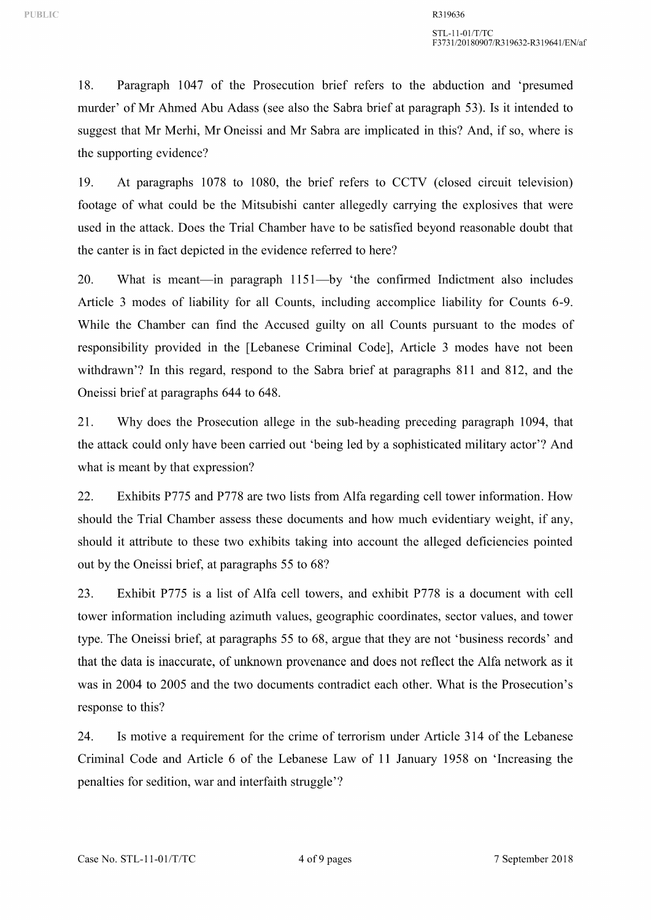18. Paragraph 1047 of the Prosecution brief refers to the abduction and 'presumed murder' of Mr Ahmed Abu Adass (see also the Sabra brief at paragraph 53). Is it intended to suggest that Mr Merhi, Mr Oneissi and Mr Sabra are implicated in this? And, if so, where is the supporting evidence?

19. At paragraphs 1078 to 1080, the brief refers to CCTV (closed circuit television) footage of what could be the Mitsubishi canter allegedly carrying the explosives that were used in the attack. Does the Trial Chamber have to be satisfied beyond reasonable doubt that the canter is in fact depicted in the evidence referred to here?

20. What is meant—in paragraph 1151—by 'the confirmed Indictment also includes Article 3 modes of liability for all Counts, including accomplice liability for Counts 6-9. While the Chamber can find the Accused guilty on all Counts pursuant to the modes of responsibility provided in the [Lebanese Criminal Code], Article 3 modes have not been withdrawn'? In this regard, respond to the Sabra brief at paragraphs 811 and 812, and the Oneissi brief at paragraphs 644 to 648.

21. Why does the Prosecution allege in the sub-heading preceding paragraph 1094, that the attack could only have been carried out 'being led by a sophisticated military actor'? And what is meant by that expression?

22. Exhibits P775 and P778 are two lists from Alfa regarding cell tower information. How should the Trial Chamber assess these documents and how much evidentiary weight, if any, should it attribute to these two exhibits taking into account the alleged deficiencies pointed out by the Oneissi brief, at paragraphs 55 to 68?

23. Exhibit P775 is a list of Alfa cell towers, and exhibit P778 is a document with cell tower information including azimuth values, geographic coordinates, sector values, and tower type. The Oneissi brief, at paragraphs 55 to 68, argue that they are not 'business records' and that the data is inaccurate, of unknown provenance and does not reflect the Alfa network as it was in 2004 to 2005 and the two documents contradict each other. What is the Prosecution's response to this?

24. Is motive a requirement for the crime of terrorism under Article 314 of the Lebanese Criminal Code and Article 6 of the Lebanese Law of 11 January 1958 on 'Increasing the penalties for sedition, war and interfaith struggle'?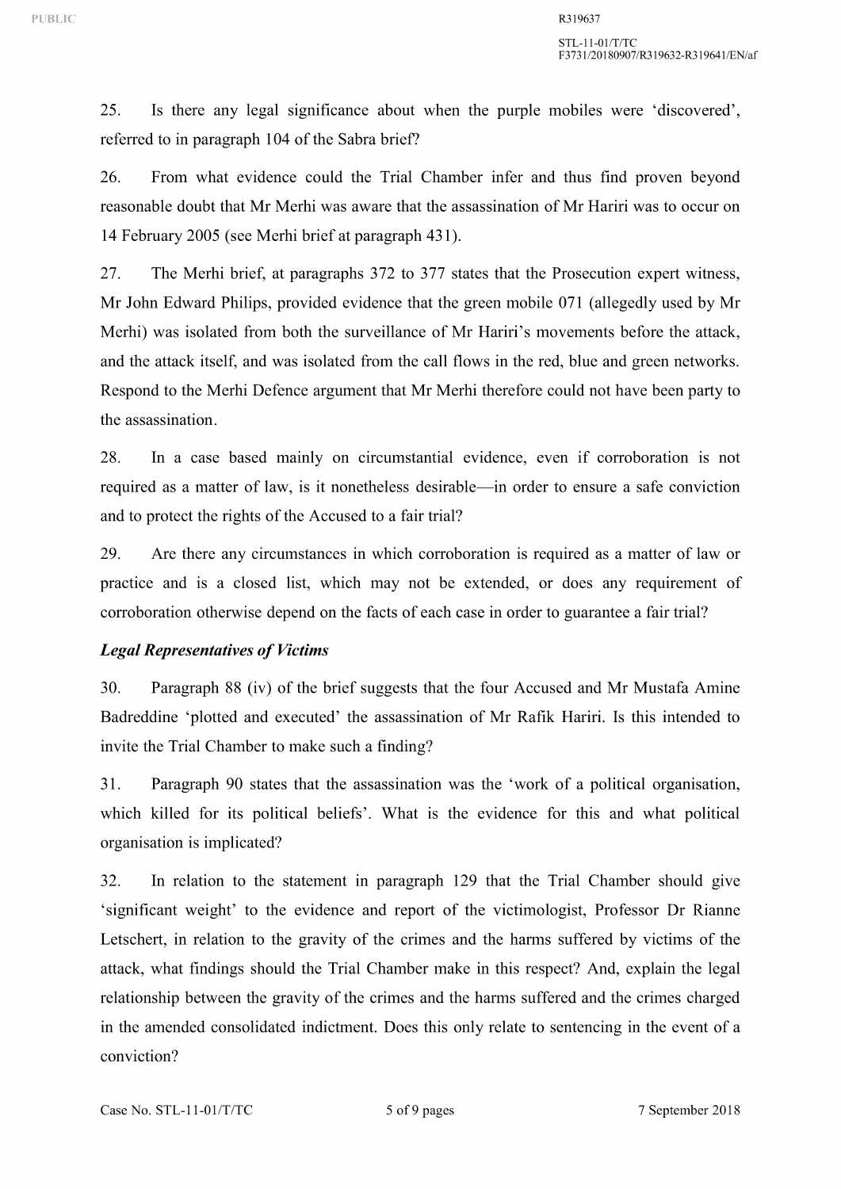25. Is there any legal significance about when the purple mobiles were 'discovered', referred to in paragraph 104 of the Sabra brief?

26. From what evidence could the Trial Chamber infer and thus find proven beyond reasonable doubt that Mr Merhi was aware that the assassination of Mr Hariri was to occur on 14 February 2005 (see Merhi brief at paragraph 431).

27. The Merhi brief, at paragraphs 372 to 377 states that the Prosecution expert witness, Mr John Edward Philips, provided evidence that the green mobile 071 (allegedly used by Mr Merhi) was isolated from both the surveillance of Mr Hariri's movements before the attack, and the attack itself, and was isolated from the call flows in the red, blue and green networks. Respond to the Merhi Defence argument that Mr Merhi therefore could not have been party to the assassination.

28. In a case based mainly on circumstantial evidence, even if corroboration is not required as a matter of law, is it nonetheless desirable—in order to ensure a safe conviction and to protect the rights of the Accused to a fair trial?

29. Are there any circumstances in which corroboration is required as a matter of law or practice and is a closed list, which may not be extended, or does any requirement of corroboration otherwise depend on the facts of each case in order to guarantee a fair trial?

***Legal Representatives of Victims***

30. Paragraph 88 (iv) of the brief suggests that the four Accused and Mr Mustafa Amine Badreddine 'plotted and executed' the assassination of Mr Rafik Hariri. Is this intended to invite the Trial Chamber to make such a finding?

31. Paragraph 90 states that the assassination was the 'work of a political organisation, which killed for its political beliefs'. What is the evidence for this and what political organisation is implicated?

32. In relation to the statement in paragraph 129 that the Trial Chamber should give 'significant weight' to the evidence and report of the victimologist, Professor Dr Rianne Letschert, in relation to the gravity of the crimes and the harms suffered by victims of the attack, what findings should the Trial Chamber make in this respect? And, explain the legal relationship between the gravity of the crimes and the harms suffered and the crimes charged in the amended consolidated indictment. Does this only relate to sentencing in the event of a conviction?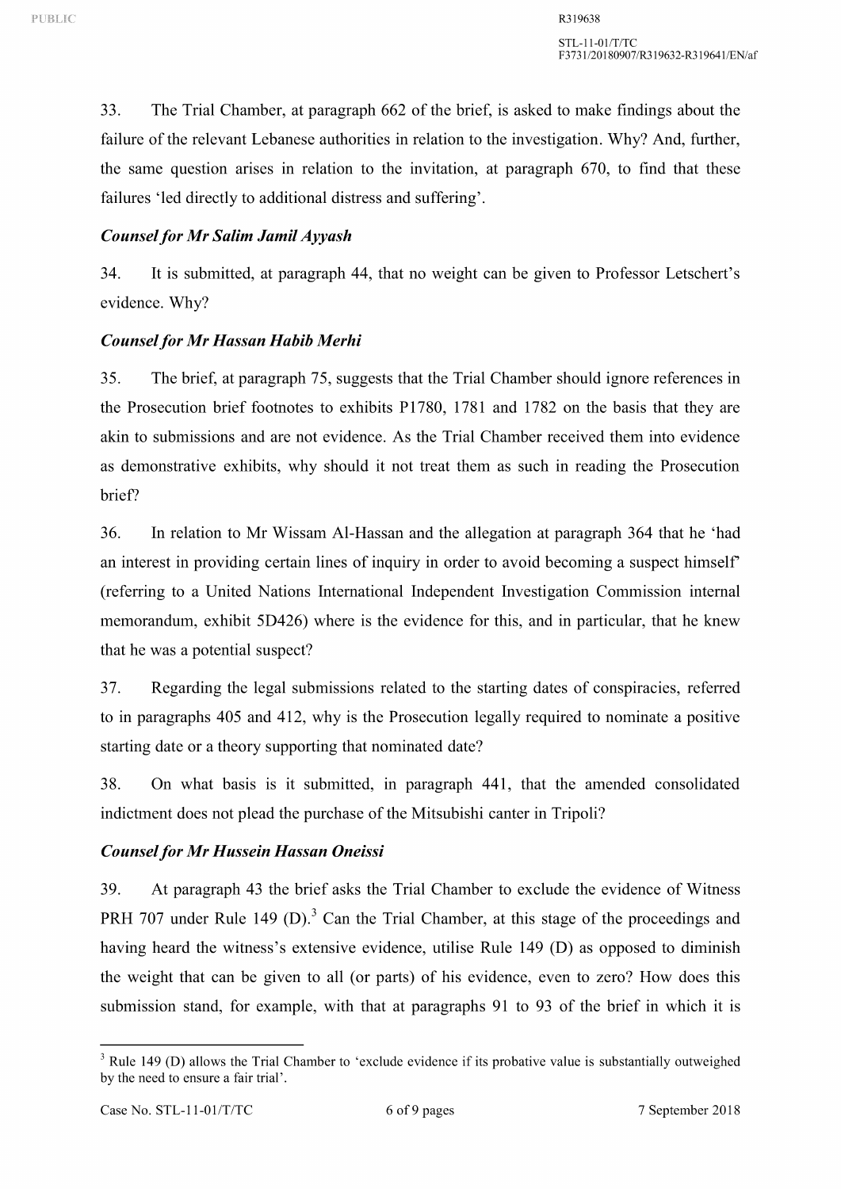33. The Trial Chamber, at paragraph 662 of the brief, is asked to make findings about the failure of the relevant Lebanese authorities in relation to the investigation. Why? And, further, the same question arises in relation to the invitation, at paragraph 670, to find that these failures 'led directly to additional distress and suffering'.

***Counsel for Mr Salim Jamil Ayyash***

34. It is submitted, at paragraph 44, that no weight can be given to Professor Letschert's evidence. Why?

***Counsel for Mr Hassan Habib Merhi***

35. The brief, at paragraph 75, suggests that the Trial Chamber should ignore references in the Prosecution brief footnotes to exhibits P1780, 1781 and 1782 on the basis that they are akin to submissions and are not evidence. As the Trial Chamber received them into evidence as demonstrative exhibits, why should it not treat them as such in reading the Prosecution brief?

36. In relation to Mr Wissam Al-Hassan and the allegation at paragraph 364 that he 'had an interest in providing certain lines of inquiry in order to avoid becoming a suspect himself' (referring to a United Nations International Independent Investigation Commission internal memorandum, exhibit 5D426) where is the evidence for this, and in particular, that he knew that he was a potential suspect?

37. Regarding the legal submissions related to the starting dates of conspiracies, referred to in paragraphs 405 and 412, why is the Prosecution legally required to nominate a positive starting date or a theory supporting that nominated date?

38. On what basis is it submitted, in paragraph 441, that the amended consolidated indictment does not plead the purchase of the Mitsubishi canter in Tripoli?

***Counsel for Mr Hussein Hassan Oneissi***

39. At paragraph 43 the brief asks the Trial Chamber to exclude the evidence of Witness PRH 707 under Rule 149 (D).[3] Can the Trial Chamber, at this stage of the proceedings and having heard the witness's extensive evidence, utilise Rule 149 (D) as opposed to diminish the weight that can be given to all (or parts) of his evidence, even to zero? How does this submission stand, for example, with that at paragraphs 91 to 93 of the brief in which it is

---

[3] Rule 149 (D) allows the Trial Chamber to 'exclude evidence if its probative value is substantially outweighed by the need to ensure a fair trial'.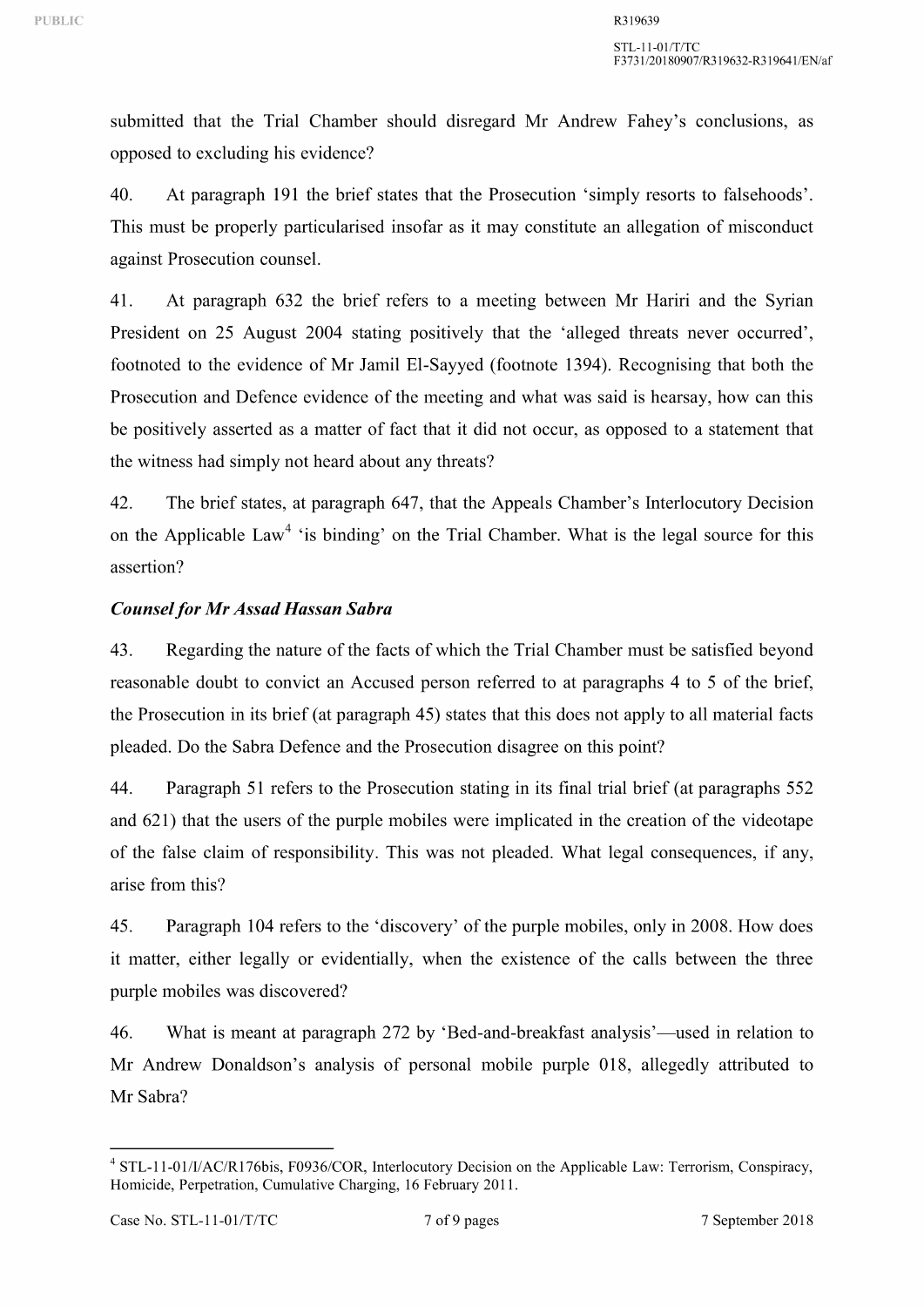submitted that the Trial Chamber should disregard Mr Andrew Fahey's conclusions, as opposed to excluding his evidence?

40. At paragraph 191 the brief states that the Prosecution 'simply resorts to falsehoods'. This must be properly particularised insofar as it may constitute an allegation of misconduct against Prosecution counsel.

41. At paragraph 632 the brief refers to a meeting between Mr Hariri and the Syrian President on 25 August 2004 stating positively that the 'alleged threats never occurred', footnoted to the evidence of Mr Jamil El-Sayyed (footnote 1394). Recognising that both the Prosecution and Defence evidence of the meeting and what was said is hearsay, how can this be positively asserted as a matter of fact that it did not occur, as opposed to a statement that the witness had simply not heard about any threats?

42. The brief states, at paragraph 647, that the Appeals Chamber's Interlocutory Decision on the Applicable Law[4] 'is binding' on the Trial Chamber. What is the legal source for this assertion?

***Counsel for Mr Assad Hassan Sabra***

43. Regarding the nature of the facts of which the Trial Chamber must be satisfied beyond reasonable doubt to convict an Accused person referred to at paragraphs 4 to 5 of the brief, the Prosecution in its brief (at paragraph 45) states that this does not apply to all material facts pleaded. Do the Sabra Defence and the Prosecution disagree on this point?

44. Paragraph 51 refers to the Prosecution stating in its final trial brief (at paragraphs 552 and 621) that the users of the purple mobiles were implicated in the creation of the videotape of the false claim of responsibility. This was not pleaded. What legal consequences, if any, arise from this?

45. Paragraph 104 refers to the 'discovery' of the purple mobiles, only in 2008. How does it matter, either legally or evidentially, when the existence of the calls between the three purple mobiles was discovered?

46. What is meant at paragraph 272 by 'Bed-and-breakfast analysis'—used in relation to Mr Andrew Donaldson's analysis of personal mobile purple 018, allegedly attributed to Mr Sabra?

---

[4] STL-11-01/I/AC/R176bis, F0936/COR, Interlocutory Decision on the Applicable Law: Terrorism, Conspiracy, Homicide, Perpetration, Cumulative Charging, 16 February 2011.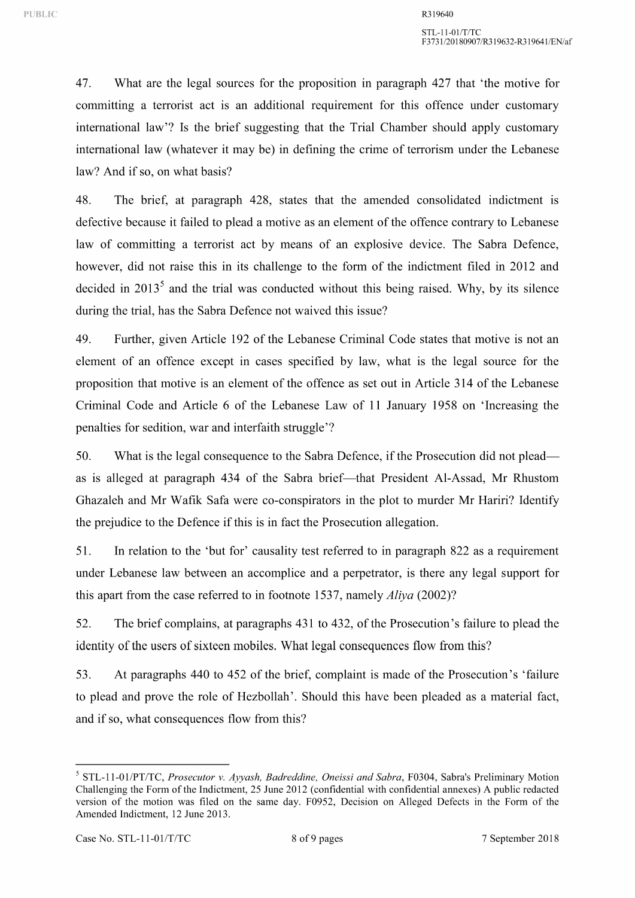47. What are the legal sources for the proposition in paragraph 427 that 'the motive for committing a terrorist act is an additional requirement for this offence under customary international law'? Is the brief suggesting that the Trial Chamber should apply customary international law (whatever it may be) in defining the crime of terrorism under the Lebanese law? And if so, on what basis?

48. The brief, at paragraph 428, states that the amended consolidated indictment is defective because it failed to plead a motive as an element of the offence contrary to Lebanese law of committing a terrorist act by means of an explosive device. The Sabra Defence, however, did not raise this in its challenge to the form of the indictment filed in 2012 and decided in 2013[5] and the trial was conducted without this being raised. Why, by its silence during the trial, has the Sabra Defence not waived this issue?

49. Further, given Article 192 of the Lebanese Criminal Code states that motive is not an element of an offence except in cases specified by law, what is the legal source for the proposition that motive is an element of the offence as set out in Article 314 of the Lebanese Criminal Code and Article 6 of the Lebanese Law of 11 January 1958 on 'Increasing the penalties for sedition, war and interfaith struggle'?

50. What is the legal consequence to the Sabra Defence, if the Prosecution did not plead—as is alleged at paragraph 434 of the Sabra brief—that President Al-Assad, Mr Rhustom Ghazaleh and Mr Wafik Safa were co-conspirators in the plot to murder Mr Hariri? Identify the prejudice to the Defence if this is in fact the Prosecution allegation.

51. In relation to the 'but for' causality test referred to in paragraph 822 as a requirement under Lebanese law between an accomplice and a perpetrator, is there any legal support for this apart from the case referred to in footnote 1537, namely *Aliya* (2002)?

52. The brief complains, at paragraphs 431 to 432, of the Prosecution's failure to plead the identity of the users of sixteen mobiles. What legal consequences flow from this?

53. At paragraphs 440 to 452 of the brief, complaint is made of the Prosecution's 'failure to plead and prove the role of Hezbollah'. Should this have been pleaded as a material fact, and if so, what consequences flow from this?

---

[5] STL-11-01/PT/TC, *Prosecutor v. Ayyash, Badreddine, Oneissi and Sabra*, F0304, Sabra's Preliminary Motion Challenging the Form of the Indictment, 25 June 2012 (confidential with confidential annexes) A public redacted version of the motion was filed on the same day. F0952, Decision on Alleged Defects in the Form of the Amended Indictment, 12 June 2013.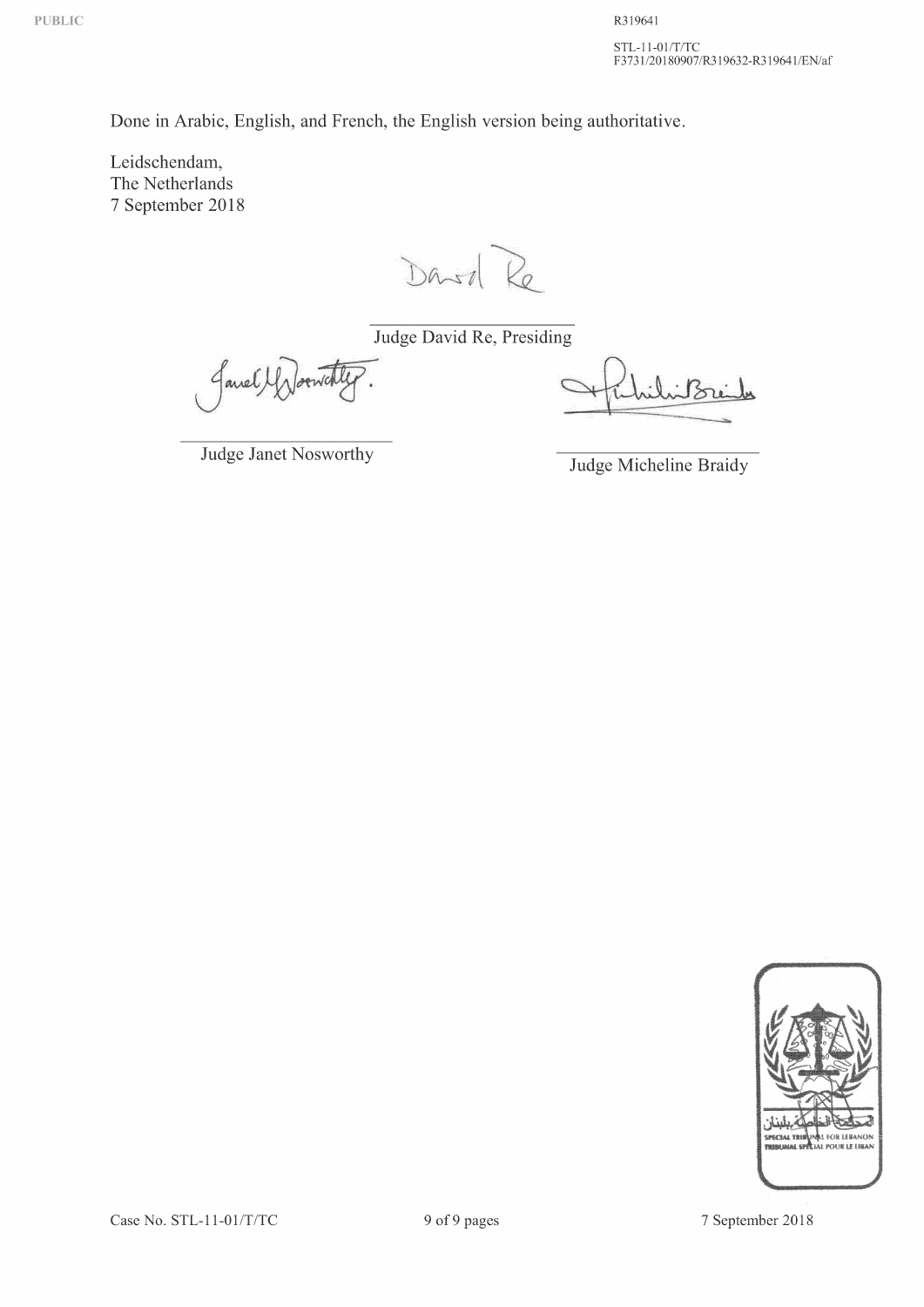Done in Arabic, English, and French, the English version being authoritative.

Leidschendam,
The Netherlands
7 September 2018

Judge David Re, Presiding

Judge Janet Nosworthy

Judge Micheline Braidy